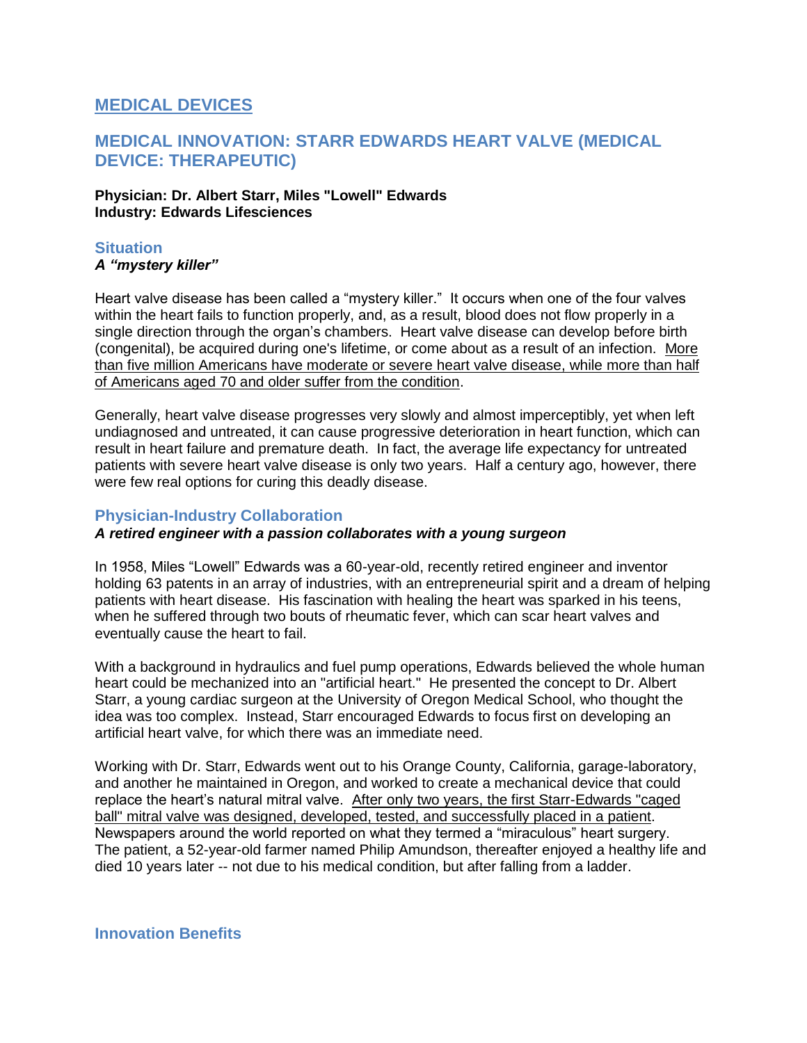# MEDICAL DEVICES

## MEDICAL INNOVATION: STARR EDWARDS HEART VALVE (MEDICAL DEVICE: THERAPEUTIC)

**Physician: Dr. Albert Starr, Miles "Lowell" Edwards**
**Industry: Edwards Lifesciences**

### Situation

***A "mystery killer"***

Heart valve disease has been called a "mystery killer." It occurs when one of the four valves within the heart fails to function properly, and, as a result, blood does not flow properly in a single direction through the organ's chambers. Heart valve disease can develop before birth (congenital), be acquired during one's lifetime, or come about as a result of an infection. More than five million Americans have moderate or severe heart valve disease, while more than half of Americans aged 70 and older suffer from the condition.

Generally, heart valve disease progresses very slowly and almost imperceptibly, yet when left undiagnosed and untreated, it can cause progressive deterioration in heart function, which can result in heart failure and premature death. In fact, the average life expectancy for untreated patients with severe heart valve disease is only two years. Half a century ago, however, there were few real options for curing this deadly disease.

### Physician-Industry Collaboration

***A retired engineer with a passion collaborates with a young surgeon***

In 1958, Miles "Lowell" Edwards was a 60-year-old, recently retired engineer and inventor holding 63 patents in an array of industries, with an entrepreneurial spirit and a dream of helping patients with heart disease. His fascination with healing the heart was sparked in his teens, when he suffered through two bouts of rheumatic fever, which can scar heart valves and eventually cause the heart to fail.

With a background in hydraulics and fuel pump operations, Edwards believed the whole human heart could be mechanized into an "artificial heart." He presented the concept to Dr. Albert Starr, a young cardiac surgeon at the University of Oregon Medical School, who thought the idea was too complex. Instead, Starr encouraged Edwards to focus first on developing an artificial heart valve, for which there was an immediate need.

Working with Dr. Starr, Edwards went out to his Orange County, California, garage-laboratory, and another he maintained in Oregon, and worked to create a mechanical device that could replace the heart's natural mitral valve. After only two years, the first Starr-Edwards "caged ball" mitral valve was designed, developed, tested, and successfully placed in a patient. Newspapers around the world reported on what they termed a "miraculous" heart surgery. The patient, a 52-year-old farmer named Philip Amundson, thereafter enjoyed a healthy life and died 10 years later -- not due to his medical condition, but after falling from a ladder.

### Innovation Benefits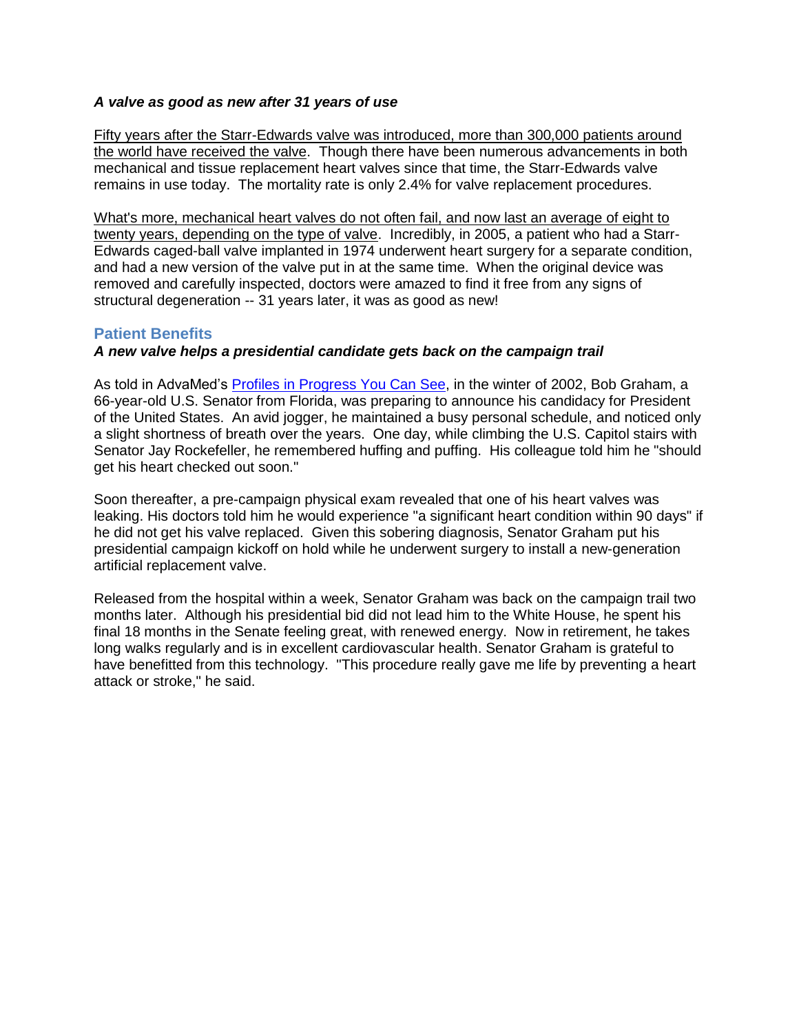***A valve as good as new after 31 years of use***

Fifty years after the Starr-Edwards valve was introduced, more than 300,000 patients around the world have received the valve. Though there have been numerous advancements in both mechanical and tissue replacement heart valves since that time, the Starr-Edwards valve remains in use today. The mortality rate is only 2.4% for valve replacement procedures.

What's more, mechanical heart valves do not often fail, and now last an average of eight to twenty years, depending on the type of valve. Incredibly, in 2005, a patient who had a Starr-Edwards caged-ball valve implanted in 1974 underwent heart surgery for a separate condition, and had a new version of the valve put in at the same time. When the original device was removed and carefully inspected, doctors were amazed to find it free from any signs of structural degeneration -- 31 years later, it was as good as new!

## Patient Benefits

***A new valve helps a presidential candidate gets back on the campaign trail***

As told in AdvaMed's [Profiles in Progress You Can See](), in the winter of 2002, Bob Graham, a 66-year-old U.S. Senator from Florida, was preparing to announce his candidacy for President of the United States. An avid jogger, he maintained a busy personal schedule, and noticed only a slight shortness of breath over the years. One day, while climbing the U.S. Capitol stairs with Senator Jay Rockefeller, he remembered huffing and puffing. His colleague told him he "should get his heart checked out soon."

Soon thereafter, a pre-campaign physical exam revealed that one of his heart valves was leaking. His doctors told him he would experience "a significant heart condition within 90 days" if he did not get his valve replaced. Given this sobering diagnosis, Senator Graham put his presidential campaign kickoff on hold while he underwent surgery to install a new-generation artificial replacement valve.

Released from the hospital within a week, Senator Graham was back on the campaign trail two months later. Although his presidential bid did not lead him to the White House, he spent his final 18 months in the Senate feeling great, with renewed energy. Now in retirement, he takes long walks regularly and is in excellent cardiovascular health. Senator Graham is grateful to have benefitted from this technology. "This procedure really gave me life by preventing a heart attack or stroke," he said.